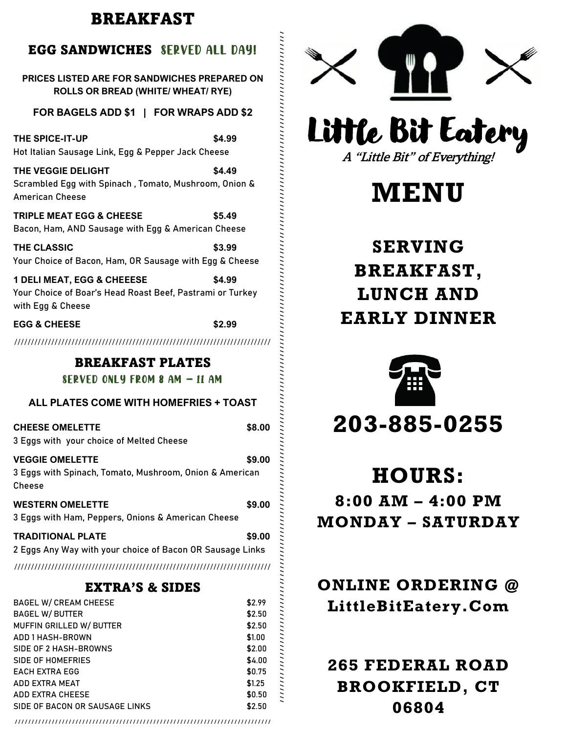# BREAKFAST

## EGG SANDWICHES SERVED ALL DAY!

**PRICES LISTED ARE FOR SANDWICHES PREPARED ON ROLLS OR BREAD (WHITE/ WHEAT/ RYE)**

**FOR BAGELS ADD $1 | FOR WRAPS ADD $2**

**THE SPICE-IT-UP** **$4.99**
Hot Italian Sausage Link, Egg & Pepper Jack Cheese

**THE VEGGIE DELIGHT** **$4.49**
Scrambled Egg with Spinach , Tomato, Mushroom, Onion & American Cheese

**TRIPLE MEAT EGG & CHEESE** **$5.49**
Bacon, Ham, AND Sausage with Egg & American Cheese

**THE CLASSIC** **$3.99**
Your Choice of Bacon, Ham, OR Sausage with Egg & Cheese

**1 DELI MEAT, EGG & CHEEESE** **$4.99**
Your Choice of Boar's Head Roast Beef, Pastrami or Turkey with Egg & Cheese

**EGG & CHEESE** **$2.99**

## BREAKFAST PLATES

SERVED ONLY FROM 8 AM – 11 AM

**ALL PLATES COME WITH HOMEFRIES + TOAST**

**CHEESE OMELETTE** **$8.00**
3 Eggs with your choice of Melted Cheese

**VEGGIE OMELETTE** **$9.00**
3 Eggs with Spinach, Tomato, Mushroom, Onion & American Cheese

**WESTERN OMELETTE** **$9.00**
3 Eggs with Ham, Peppers, Onions & American Cheese

**TRADITIONAL PLATE** **$9.00**
2 Eggs Any Way with your choice of Bacon OR Sausage Links

## EXTRA'S & SIDES

| Item | Price |
|---|---|
| BAGEL W/ CREAM CHEESE | $2.99 |
| BAGEL W/ BUTTER | $2.50 |
| MUFFIN GRILLED W/ BUTTER | $2.50 |
| ADD 1 HASH-BROWN | $1.00 |
| SIDE OF 2 HASH-BROWNS | $2.00 |
| SIDE OF HOMEFRIES | $4.00 |
| EACH EXTRA EGG | $0.75 |
| ADD EXTRA MEAT | $1.25 |
| ADD EXTRA CHEESE | $0.50 |
| SIDE OF BACON OR SAUSAGE LINKS | $2.50 |

# Little Bit Eatery

*A "Little Bit" of Everything!*

# MENU

## SERVING BREAKFAST, LUNCH AND EARLY DINNER

## 203-885-0255

## HOURS:

**8:00 AM – 4:00 PM**
**MONDAY – SATURDAY**

**ONLINE ORDERING @ LittleBitEatery.Com**

**265 FEDERAL ROAD**
**BROOKFIELD, CT**
**06804**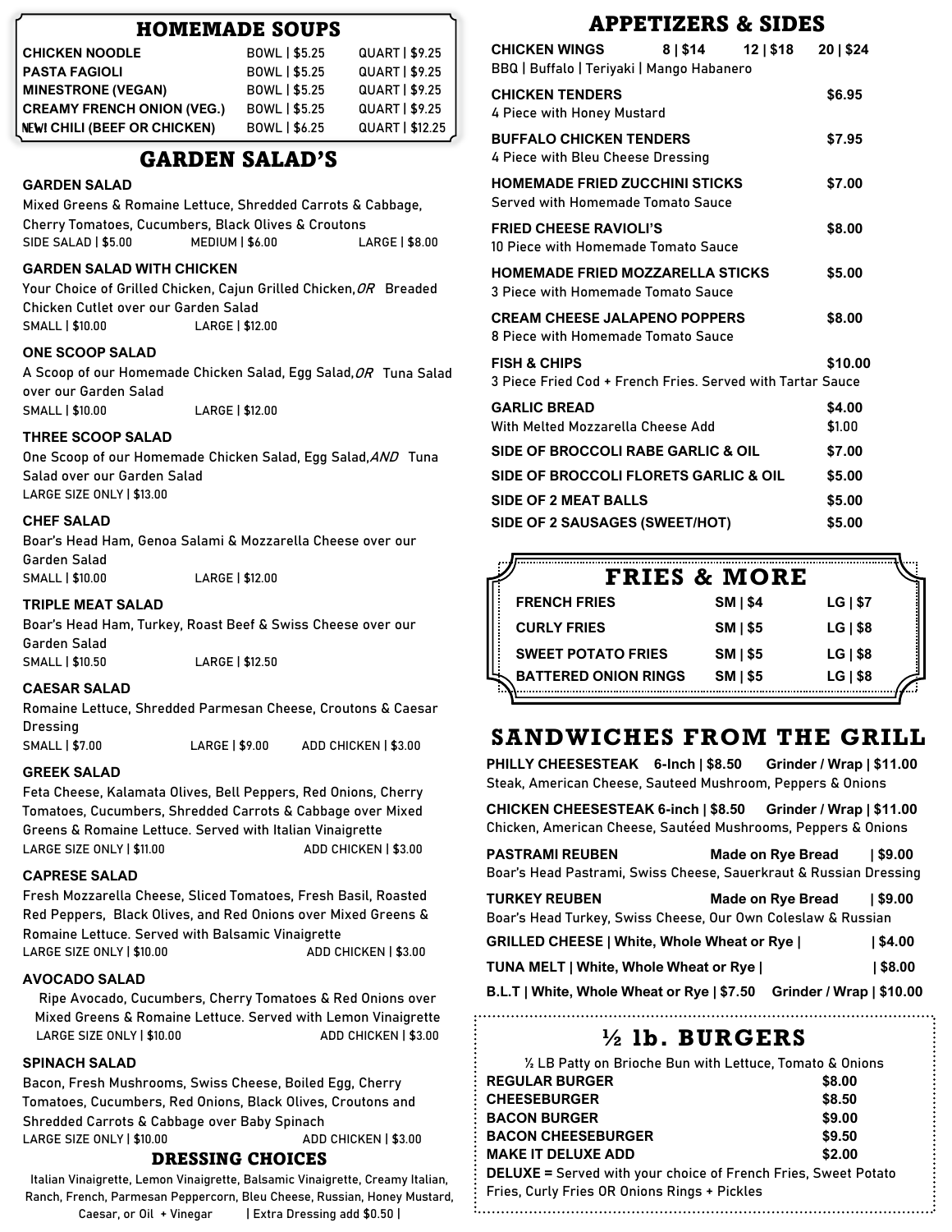## HOMEMADE SOUPS

| | | |
|---|---|---|
| **CHICKEN NOODLE** | BOWL \| $5.25 | QUART \| $9.25 |
| **PASTA FAGIOLI** | BOWL \| $5.25 | QUART \| $9.25 |
| **MINESTRONE (VEGAN)** | BOWL \| $5.25 | QUART \| $9.25 |
| **CREAMY FRENCH ONION (VEG.)** | BOWL \| $5.25 | QUART \| $9.25 |
| **NEW! CHILI (BEEF OR CHICKEN)** | BOWL \| $6.25 | QUART \| $12.25 |

## GARDEN SALAD'S

**GARDEN SALAD**
Mixed Greens & Romaine Lettuce, Shredded Carrots & Cabbage, Cherry Tomatoes, Cucumbers, Black Olives & Croutons
SIDE SALAD | $5.00 MEDIUM | $6.00 LARGE | $8.00

**GARDEN SALAD WITH CHICKEN**
Your Choice of Grilled Chicken, Cajun Grilled Chicken, *OR* Breaded Chicken Cutlet over our Garden Salad
SMALL | $10.00 LARGE | $12.00

**ONE SCOOP SALAD**
A Scoop of our Homemade Chicken Salad, Egg Salad, *OR* Tuna Salad over our Garden Salad
SMALL | $10.00 LARGE | $12.00

**THREE SCOOP SALAD**
One Scoop of our Homemade Chicken Salad, Egg Salad, *AND* Tuna Salad over our Garden Salad
LARGE SIZE ONLY | $13.00

**CHEF SALAD**
Boar's Head Ham, Genoa Salami & Mozzarella Cheese over our Garden Salad
SMALL | $10.00 LARGE | $12.00

**TRIPLE MEAT SALAD**
Boar's Head Ham, Turkey, Roast Beef & Swiss Cheese over our Garden Salad
SMALL | $10.50 LARGE | $12.50

**CAESAR SALAD**
Romaine Lettuce, Shredded Parmesan Cheese, Croutons & Caesar Dressing
SMALL | $7.00 LARGE | $9.00 ADD CHICKEN | $3.00

**GREEK SALAD**
Feta Cheese, Kalamata Olives, Bell Peppers, Red Onions, Cherry Tomatoes, Cucumbers, Shredded Carrots & Cabbage over Mixed Greens & Romaine Lettuce. Served with Italian Vinaigrette
LARGE SIZE ONLY | $11.00 ADD CHICKEN | $3.00

**CAPRESE SALAD**
Fresh Mozzarella Cheese, Sliced Tomatoes, Fresh Basil, Roasted Red Peppers, Black Olives, and Red Onions over Mixed Greens & Romaine Lettuce. Served with Balsamic Vinaigrette
LARGE SIZE ONLY | $10.00 ADD CHICKEN | $3.00

**AVOCADO SALAD**
Ripe Avocado, Cucumbers, Cherry Tomatoes & Red Onions over Mixed Greens & Romaine Lettuce. Served with Lemon Vinaigrette
LARGE SIZE ONLY | $10.00 ADD CHICKEN | $3.00

**SPINACH SALAD**
Bacon, Fresh Mushrooms, Swiss Cheese, Boiled Egg, Cherry Tomatoes, Cucumbers, Red Onions, Black Olives, Croutons and Shredded Carrots & Cabbage over Baby Spinach
LARGE SIZE ONLY | $10.00 ADD CHICKEN | $3.00

### DRESSING CHOICES

Italian Vinaigrette, Lemon Vinaigrette, Balsamic Vinaigrette, Creamy Italian, Ranch, French, Parmesan Peppercorn, Bleu Cheese, Russian, Honey Mustard, Caesar, or Oil + Vinegar | Extra Dressing add $0.50 |

## APPETIZERS & SIDES

**CHICKEN WINGS** 8 | $14 12 | $18 20 | $24
BBQ | Buffalo | Teriyaki | Mango Habanero

**CHICKEN TENDERS** $6.95
4 Piece with Honey Mustard

**BUFFALO CHICKEN TENDERS** $7.95
4 Piece with Bleu Cheese Dressing

**HOMEMADE FRIED ZUCCHINI STICKS** $7.00
Served with Homemade Tomato Sauce

**FRIED CHEESE RAVIOLI'S** $8.00
10 Piece with Homemade Tomato Sauce

**HOMEMADE FRIED MOZZARELLA STICKS** $5.00
3 Piece with Homemade Tomato Sauce

**CREAM CHEESE JALAPENO POPPERS** $8.00
8 Piece with Homemade Tomato Sauce

**FISH & CHIPS** $10.00
3 Piece Fried Cod + French Fries. Served with Tartar Sauce

**GARLIC BREAD** $4.00
With Melted Mozzarella Cheese Add $1.00

**SIDE OF BROCCOLI RABE GARLIC & OIL** $7.00

**SIDE OF BROCCOLI FLORETS GARLIC & OIL** $5.00

**SIDE OF 2 MEAT BALLS** $5.00

**SIDE OF 2 SAUSAGES (SWEET/HOT)** $5.00

## FRIES & MORE

| | | |
|---|---|---|
| **FRENCH FRIES** | **SM \| $4** | **LG \| $7** |
| **CURLY FRIES** | **SM \| $5** | **LG \| $8** |
| **SWEET POTATO FRIES** | **SM \| $5** | **LG \| $8** |
| **BATTERED ONION RINGS** | **SM \| $5** | **LG \| $8** |

## SANDWICHES FROM THE GRILL

**PHILLY CHEESESTEAK 6-Inch | $8.50 Grinder / Wrap | $11.00**
Steak, American Cheese, Sauteed Mushroom, Peppers & Onions

**CHICKEN CHEESESTEAK 6-inch | $8.50 Grinder / Wrap | $11.00**
Chicken, American Cheese, Sautéed Mushrooms, Peppers & Onions

**PASTRAMI REUBEN Made on Rye Bread | $9.00**
Boar's Head Pastrami, Swiss Cheese, Sauerkraut & Russian Dressing

**TURKEY REUBEN Made on Rye Bread | $9.00**
Boar's Head Turkey, Swiss Cheese, Our Own Coleslaw & Russian

**GRILLED CHEESE | White, Whole Wheat or Rye | | $4.00**

**TUNA MELT | White, Whole Wheat or Rye | | $8.00**

**B.L.T | White, Whole Wheat or Rye | $7.50 Grinder / Wrap | $10.00**

## ½ lb. BURGERS

½ LB Patty on Brioche Bun with Lettuce, Tomato & Onions

| | |
|---|---|
| **REGULAR BURGER** | **$8.00** |
| **CHEESEBURGER** | **$8.50** |
| **BACON BURGER** | **$9.00** |
| **BACON CHEESEBURGER** | **$9.50** |
| **MAKE IT DELUXE ADD** | **$2.00** |

**DELUXE =** Served with your choice of French Fries, Sweet Potato Fries, Curly Fries OR Onions Rings + Pickles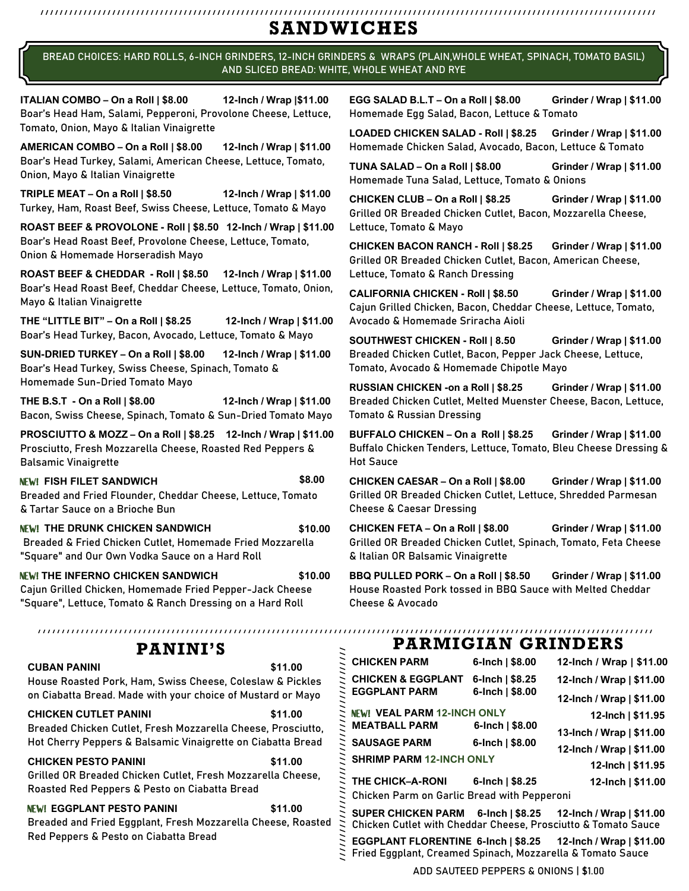# SANDWICHES

BREAD CHOICES: HARD ROLLS, 6-INCH GRINDERS, 12-INCH GRINDERS & WRAPS (PLAIN,WHOLE WHEAT, SPINACH, TOMATO BASIL) AND SLICED BREAD: WHITE, WHOLE WHEAT AND RYE

**ITALIAN COMBO – On a Roll | $8.00 12-Inch / Wrap |$11.00**
Boar's Head Ham, Salami, Pepperoni, Provolone Cheese, Lettuce, Tomato, Onion, Mayo & Italian Vinaigrette

**AMERICAN COMBO – On a Roll | $8.00 12-Inch / Wrap | $11.00**
Boar's Head Turkey, Salami, American Cheese, Lettuce, Tomato, Onion, Mayo & Italian Vinaigrette

**TRIPLE MEAT – On a Roll | $8.50 12-Inch / Wrap | $11.00**
Turkey, Ham, Roast Beef, Swiss Cheese, Lettuce, Tomato & Mayo

**ROAST BEEF & PROVOLONE - Roll | $8.50 12-Inch / Wrap | $11.00**
Boar's Head Roast Beef, Provolone Cheese, Lettuce, Tomato, Onion & Homemade Horseradish Mayo

**ROAST BEEF & CHEDDAR - Roll | $8.50 12-Inch / Wrap | $11.00**
Boar's Head Roast Beef, Cheddar Cheese, Lettuce, Tomato, Onion, Mayo & Italian Vinaigrette

**THE "LITTLE BIT" – On a Roll | $8.25 12-Inch / Wrap | $11.00**
Boar's Head Turkey, Bacon, Avocado, Lettuce, Tomato & Mayo

**SUN-DRIED TURKEY – On a Roll | $8.00 12-Inch / Wrap | $11.00**
Boar's Head Turkey, Swiss Cheese, Spinach, Tomato & Homemade Sun-Dried Tomato Mayo

**THE B.S.T - On a Roll | $8.00 12-Inch / Wrap | $11.00**
Bacon, Swiss Cheese, Spinach, Tomato & Sun-Dried Tomato Mayo

**PROSCIUTTO & MOZZ – On a Roll | $8.25 12-Inch / Wrap | $11.00**
Prosciutto, Fresh Mozzarella Cheese, Roasted Red Peppers & Balsamic Vinaigrette

NEW! **FISH FILET SANDWICH $8.00**
Breaded and Fried Flounder, Cheddar Cheese, Lettuce, Tomato & Tartar Sauce on a Brioche Bun

NEW! **THE DRUNK CHICKEN SANDWICH $10.00**
Breaded & Fried Chicken Cutlet, Homemade Fried Mozzarella "Square" and Our Own Vodka Sauce on a Hard Roll

NEW! **THE INFERNO CHICKEN SANDWICH $10.00**
Cajun Grilled Chicken, Homemade Fried Pepper-Jack Cheese "Square", Lettuce, Tomato & Ranch Dressing on a Hard Roll

**EGG SALAD B.L.T – On a Roll | $8.00 Grinder / Wrap | $11.00**
Homemade Egg Salad, Bacon, Lettuce & Tomato

**LOADED CHICKEN SALAD - Roll | $8.25 Grinder / Wrap | $11.00**
Homemade Chicken Salad, Avocado, Bacon, Lettuce & Tomato

**TUNA SALAD – On a Roll | $8.00 Grinder / Wrap | $11.00**
Homemade Tuna Salad, Lettuce, Tomato & Onions

**CHICKEN CLUB – On a Roll | $8.25 Grinder / Wrap | $11.00**
Grilled OR Breaded Chicken Cutlet, Bacon, Mozzarella Cheese, Lettuce, Tomato & Mayo

**CHICKEN BACON RANCH - Roll | $8.25 Grinder / Wrap | $11.00**
Grilled OR Breaded Chicken Cutlet, Bacon, American Cheese, Lettuce, Tomato & Ranch Dressing

**CALIFORNIA CHICKEN - Roll | $8.50 Grinder / Wrap | $11.00**
Cajun Grilled Chicken, Bacon, Cheddar Cheese, Lettuce, Tomato, Avocado & Homemade Sriracha Aioli

**SOUTHWEST CHICKEN - Roll | 8.50 Grinder / Wrap | $11.00**
Breaded Chicken Cutlet, Bacon, Pepper Jack Cheese, Lettuce, Tomato, Avocado & Homemade Chipotle Mayo

**RUSSIAN CHICKEN -on a Roll | $8.25 Grinder / Wrap | $11.00**
Breaded Chicken Cutlet, Melted Muenster Cheese, Bacon, Lettuce, Tomato & Russian Dressing

**BUFFALO CHICKEN – On a Roll | $8.25 Grinder / Wrap | $11.00**
Buffalo Chicken Tenders, Lettuce, Tomato, Bleu Cheese Dressing & Hot Sauce

**CHICKEN CAESAR – On a Roll | $8.00 Grinder / Wrap | $11.00**
Grilled OR Breaded Chicken Cutlet, Lettuce, Shredded Parmesan Cheese & Caesar Dressing

**CHICKEN FETA – On a Roll | $8.00 Grinder / Wrap | $11.00**
Grilled OR Breaded Chicken Cutlet, Spinach, Tomato, Feta Cheese & Italian OR Balsamic Vinaigrette

**BBQ PULLED PORK – On a Roll | $8.50 Grinder / Wrap | $11.00**
House Roasted Pork tossed in BBQ Sauce with Melted Cheddar Cheese & Avocado

# PANINI'S

**CUBAN PANINI $11.00**
House Roasted Pork, Ham, Swiss Cheese, Coleslaw & Pickles on Ciabatta Bread. Made with your choice of Mustard or Mayo

**CHICKEN CUTLET PANINI $11.00**
Breaded Chicken Cutlet, Fresh Mozzarella Cheese, Prosciutto, Hot Cherry Peppers & Balsamic Vinaigrette on Ciabatta Bread

**CHICKEN PESTO PANINI $11.00**
Grilled OR Breaded Chicken Cutlet, Fresh Mozzarella Cheese, Roasted Red Peppers & Pesto on Ciabatta Bread

NEW! **EGGPLANT PESTO PANINI $11.00**
Breaded and Fried Eggplant, Fresh Mozzarella Cheese, Roasted Red Peppers & Pesto on Ciabatta Bread

# PARMIGIAN GRINDERS

| | | |
|---|---|---|
| **CHICKEN PARM** | **6-Inch \| $8.00** | **12-Inch / Wrap \| $11.00** |
| **CHICKEN & EGGPLANT** | **6-Inch \| $8.25** | **12-Inch / Wrap \| $11.00** |
| **EGGPLANT PARM** | **6-Inch \| $8.00** | **12-Inch / Wrap \| $11.00** |
| NEW! **VEAL PARM** 12-INCH ONLY | | **12-Inch \| $11.95** |
| **MEATBALL PARM** | **6-Inch \| $8.00** | **13-Inch / Wrap \| $11.00** |
| **SAUSAGE PARM** | **6-Inch \| $8.00** | **12-Inch / Wrap \| $11.00** |
| **SHRIMP PARM** 12-INCH ONLY | | **12-Inch \| $11.95** |
| **THE CHICK–A-RONI** | **6-Inch \| $8.25** | **12-Inch \| $11.00** |

Chicken Parm on Garlic Bread with Pepperoni

**SUPER CHICKEN PARM 6-Inch | $8.25 12-Inch / Wrap | $11.00**
Chicken Cutlet with Cheddar Cheese, Prosciutto & Tomato Sauce

**EGGPLANT FLORENTINE 6-Inch | $8.25 12-Inch / Wrap | $11.00**
Fried Eggplant, Creamed Spinach, Mozzarella & Tomato Sauce

ADD SAUTEED PEPPERS & ONIONS | $1.00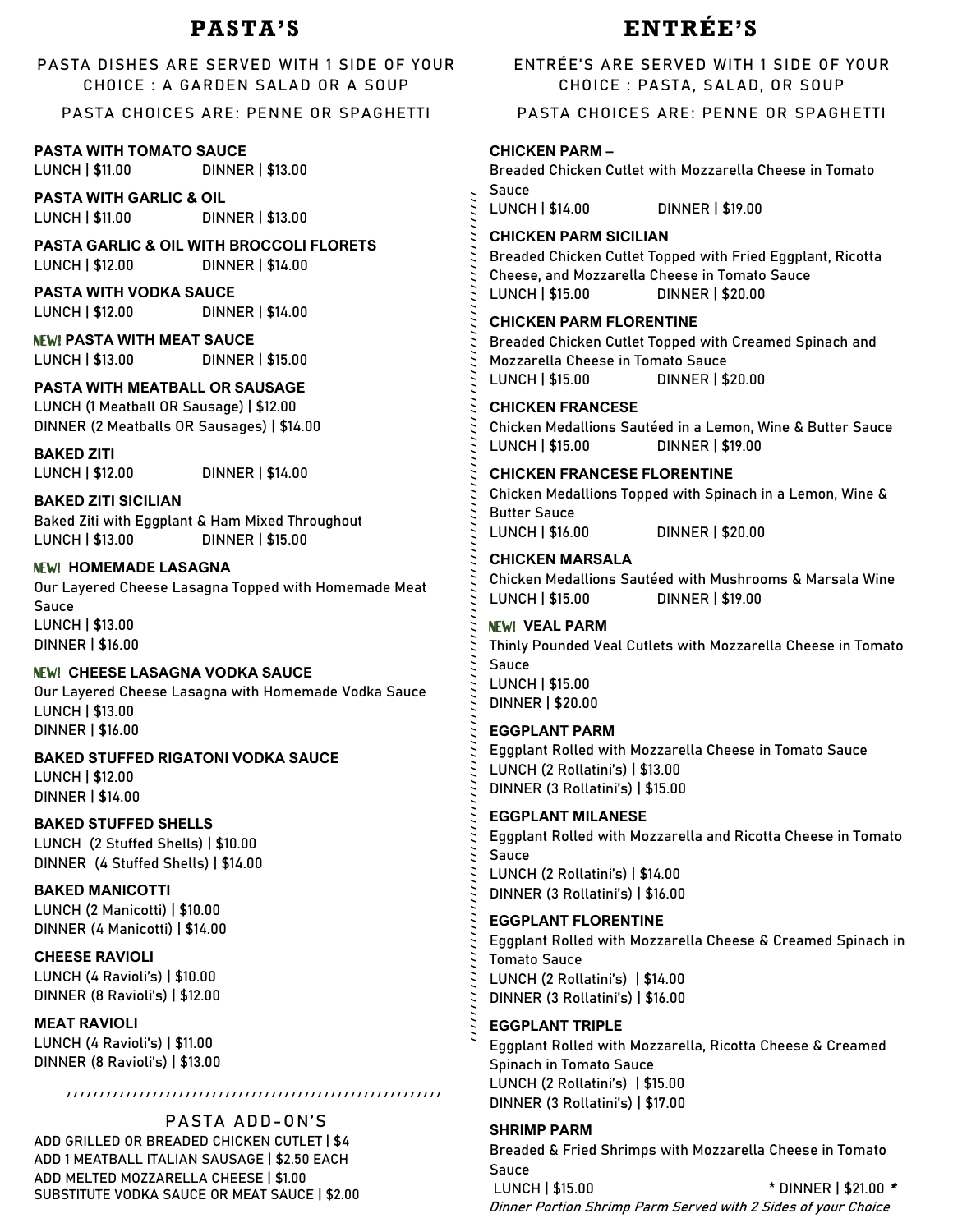## PASTA'S

PASTA DISHES ARE SERVED WITH 1 SIDE OF YOUR CHOICE : A GARDEN SALAD OR A SOUP

PASTA CHOICES ARE: PENNE OR SPAGHETTI

**PASTA WITH TOMATO SAUCE**
LUNCH | $11.00 DINNER | $13.00

**PASTA WITH GARLIC & OIL**
LUNCH | $11.00 DINNER | $13.00

**PASTA GARLIC & OIL WITH BROCCOLI FLORETS**
LUNCH | $12.00 DINNER | $14.00

**PASTA WITH VODKA SAUCE**
LUNCH | $12.00 DINNER | $14.00

NEW! **PASTA WITH MEAT SAUCE**
LUNCH | $13.00 DINNER | $15.00

**PASTA WITH MEATBALL OR SAUSAGE**
LUNCH (1 Meatball OR Sausage) | $12.00
DINNER (2 Meatballs OR Sausages) | $14.00

**BAKED ZITI**
LUNCH | $12.00 DINNER | $14.00

**BAKED ZITI SICILIAN**
Baked Ziti with Eggplant & Ham Mixed Throughout
LUNCH | $13.00 DINNER | $15.00

NEW! **HOMEMADE LASAGNA**
Our Layered Cheese Lasagna Topped with Homemade Meat Sauce
LUNCH | $13.00
DINNER | $16.00

NEW! **CHEESE LASAGNA VODKA SAUCE**
Our Layered Cheese Lasagna with Homemade Vodka Sauce
LUNCH | $13.00
DINNER | $16.00

**BAKED STUFFED RIGATONI VODKA SAUCE**
LUNCH | $12.00
DINNER | $14.00

**BAKED STUFFED SHELLS**
LUNCH (2 Stuffed Shells) | $10.00
DINNER (4 Stuffed Shells) | $14.00

**BAKED MANICOTTI**
LUNCH (2 Manicotti) | $10.00
DINNER (4 Manicotti) | $14.00

**CHEESE RAVIOLI**
LUNCH (4 Ravioli's) | $10.00
DINNER (8 Ravioli's) | $12.00

**MEAT RAVIOLI**
LUNCH (4 Ravioli's) | $11.00
DINNER (8 Ravioli's) | $13.00

### PASTA ADD-ON'S

ADD GRILLED OR BREADED CHICKEN CUTLET | $4
ADD 1 MEATBALL ITALIAN SAUSAGE | $2.50 EACH
ADD MELTED MOZZARELLA CHEESE | $1.00
SUBSTITUTE VODKA SAUCE OR MEAT SAUCE | $2.00

## ENTRÉE'S

ENTRÉE'S ARE SERVED WITH 1 SIDE OF YOUR CHOICE : PASTA, SALAD, OR SOUP

PASTA CHOICES ARE: PENNE OR SPAGHETTI

**CHICKEN PARM –**
Breaded Chicken Cutlet with Mozzarella Cheese in Tomato Sauce
LUNCH | $14.00 DINNER | $19.00

**CHICKEN PARM SICILIAN**
Breaded Chicken Cutlet Topped with Fried Eggplant, Ricotta Cheese, and Mozzarella Cheese in Tomato Sauce
LUNCH | $15.00 DINNER | $20.00

**CHICKEN PARM FLORENTINE**
Breaded Chicken Cutlet Topped with Creamed Spinach and Mozzarella Cheese in Tomato Sauce
LUNCH | $15.00 DINNER | $20.00

**CHICKEN FRANCESE**
Chicken Medallions Sautéed in a Lemon, Wine & Butter Sauce
LUNCH | $15.00 DINNER | $19.00

**CHICKEN FRANCESE FLORENTINE**
Chicken Medallions Topped with Spinach in a Lemon, Wine & Butter Sauce
LUNCH | $16.00 DINNER | $20.00

**CHICKEN MARSALA**
Chicken Medallions Sautéed with Mushrooms & Marsala Wine
LUNCH | $15.00 DINNER | $19.00

NEW! **VEAL PARM**
Thinly Pounded Veal Cutlets with Mozzarella Cheese in Tomato Sauce
LUNCH | $15.00
DINNER | $20.00

**EGGPLANT PARM**
Eggplant Rolled with Mozzarella Cheese in Tomato Sauce
LUNCH (2 Rollatini's) | $13.00
DINNER (3 Rollatini's) | $15.00

**EGGPLANT MILANESE**
Eggplant Rolled with Mozzarella and Ricotta Cheese in Tomato Sauce
LUNCH (2 Rollatini's) | $14.00
DINNER (3 Rollatini's) | $16.00

**EGGPLANT FLORENTINE**
Eggplant Rolled with Mozzarella Cheese & Creamed Spinach in Tomato Sauce
LUNCH (2 Rollatini's) | $14.00
DINNER (3 Rollatini's) | $16.00

**EGGPLANT TRIPLE**
Eggplant Rolled with Mozzarella, Ricotta Cheese & Creamed Spinach in Tomato Sauce
LUNCH (2 Rollatini's) | $15.00
DINNER (3 Rollatini's) | $17.00

**SHRIMP PARM**
Breaded & Fried Shrimps with Mozzarella Cheese in Tomato Sauce
LUNCH | $15.00 * DINNER | $21.00 *
*Dinner Portion Shrimp Parm Served with 2 Sides of your Choice*